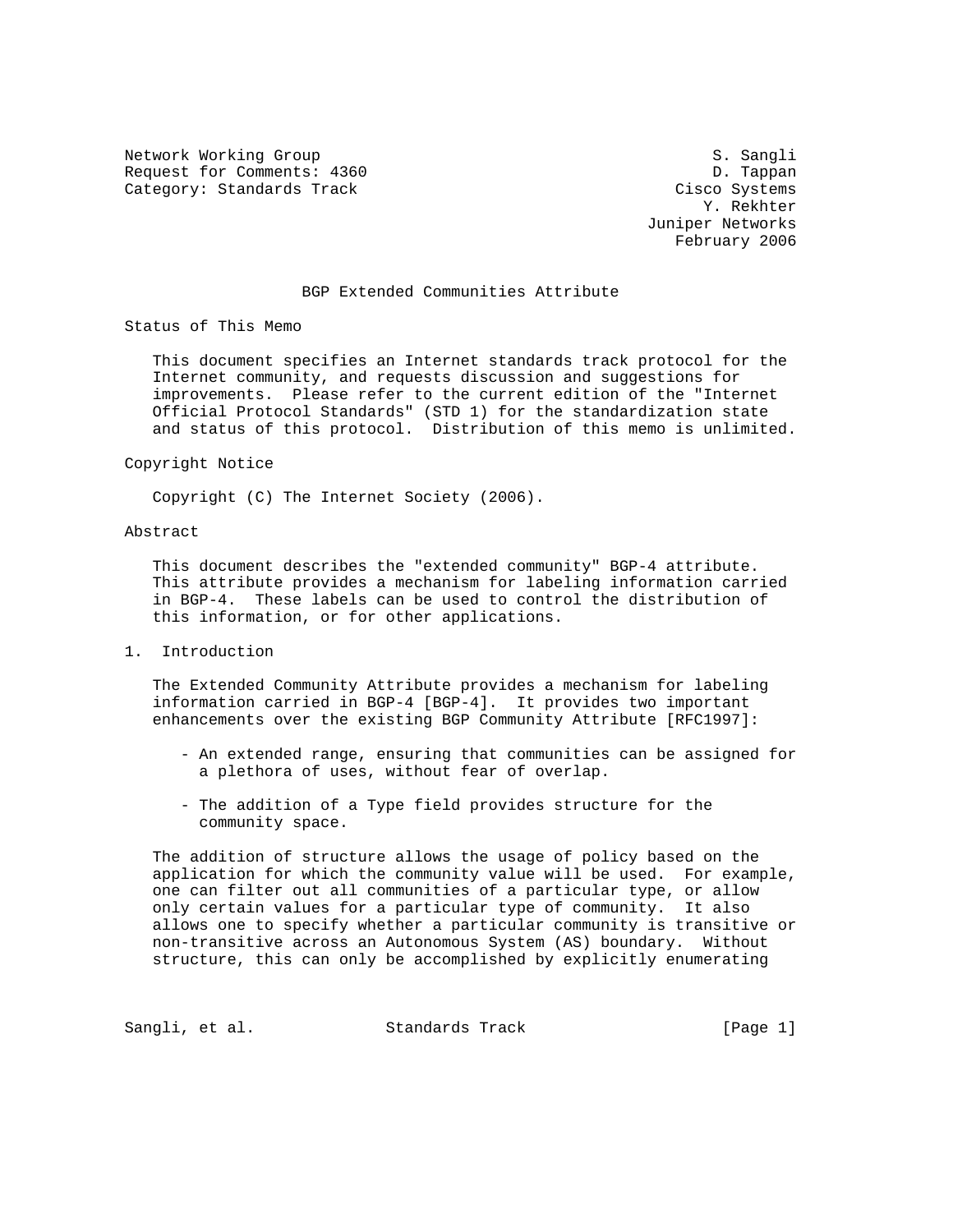Network Working Group — S. Sangli
Request for Comments: 4360 — D. Tappan
Category: Standards Track — Cisco Systems
Y. Rekhter
Juniper Networks
February 2006

# BGP Extended Communities Attribute

## Status of This Memo

This document specifies an Internet standards track protocol for the Internet community, and requests discussion and suggestions for improvements. Please refer to the current edition of the "Internet Official Protocol Standards" (STD 1) for the standardization state and status of this protocol. Distribution of this memo is unlimited.

## Copyright Notice

Copyright (C) The Internet Society (2006).

## Abstract

This document describes the "extended community" BGP-4 attribute. This attribute provides a mechanism for labeling information carried in BGP-4. These labels can be used to control the distribution of this information, or for other applications.

## 1. Introduction

The Extended Community Attribute provides a mechanism for labeling information carried in BGP-4 [BGP-4]. It provides two important enhancements over the existing BGP Community Attribute [RFC1997]:

- An extended range, ensuring that communities can be assigned for a plethora of uses, without fear of overlap.

- The addition of a Type field provides structure for the community space.

The addition of structure allows the usage of policy based on the application for which the community value will be used. For example, one can filter out all communities of a particular type, or allow only certain values for a particular type of community. It also allows one to specify whether a particular community is transitive or non-transitive across an Autonomous System (AS) boundary. Without structure, this can only be accomplished by explicitly enumerating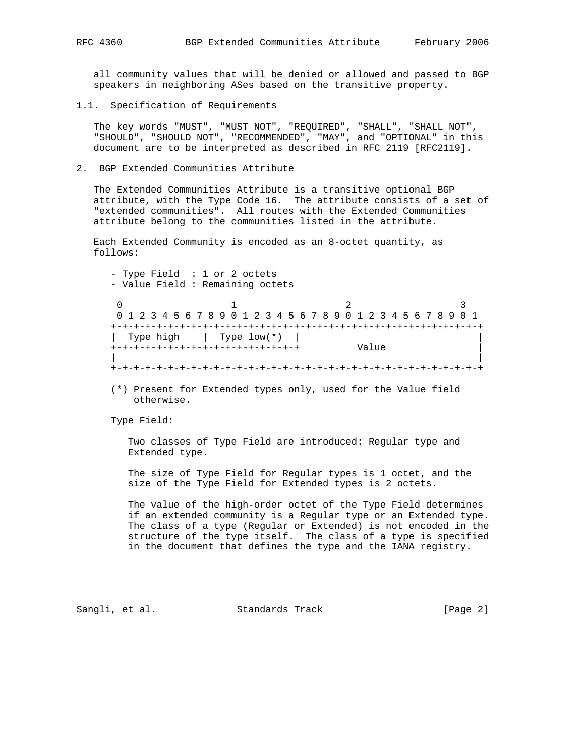all community values that will be denied or allowed and passed to BGP speakers in neighboring ASes based on the transitive property.

### 1.1. Specification of Requirements

The key words "MUST", "MUST NOT", "REQUIRED", "SHALL", "SHALL NOT", "SHOULD", "SHOULD NOT", "RECOMMENDED", "MAY", and "OPTIONAL" in this document are to be interpreted as described in RFC 2119 [RFC2119].

## 2. BGP Extended Communities Attribute

The Extended Communities Attribute is a transitive optional BGP attribute, with the Type Code 16. The attribute consists of a set of "extended communities". All routes with the Extended Communities attribute belong to the communities listed in the attribute.

Each Extended Community is encoded as an 8-octet quantity, as follows:

- Type Field : 1 or 2 octets
- Value Field : Remaining octets

```
 0                   1                   2                   3
 0 1 2 3 4 5 6 7 8 9 0 1 2 3 4 5 6 7 8 9 0 1 2 3 4 5 6 7 8 9 0 1
+-+-+-+-+-+-+-+-+-+-+-+-+-+-+-+-+-+-+-+-+-+-+-+-+-+-+-+-+-+-+-+-+
|  Type high    |  Type low(*)  |                               |
+-+-+-+-+-+-+-+-+-+-+-+-+-+-+-+-+          Value                |
|                                                               |
+-+-+-+-+-+-+-+-+-+-+-+-+-+-+-+-+-+-+-+-+-+-+-+-+-+-+-+-+-+-+-+-+
```

(*) Present for Extended types only, used for the Value field otherwise.

Type Field:

Two classes of Type Field are introduced: Regular type and Extended type.

The size of Type Field for Regular types is 1 octet, and the size of the Type Field for Extended types is 2 octets.

The value of the high-order octet of the Type Field determines if an extended community is a Regular type or an Extended type. The class of a type (Regular or Extended) is not encoded in the structure of the type itself. The class of a type is specified in the document that defines the type and the IANA registry.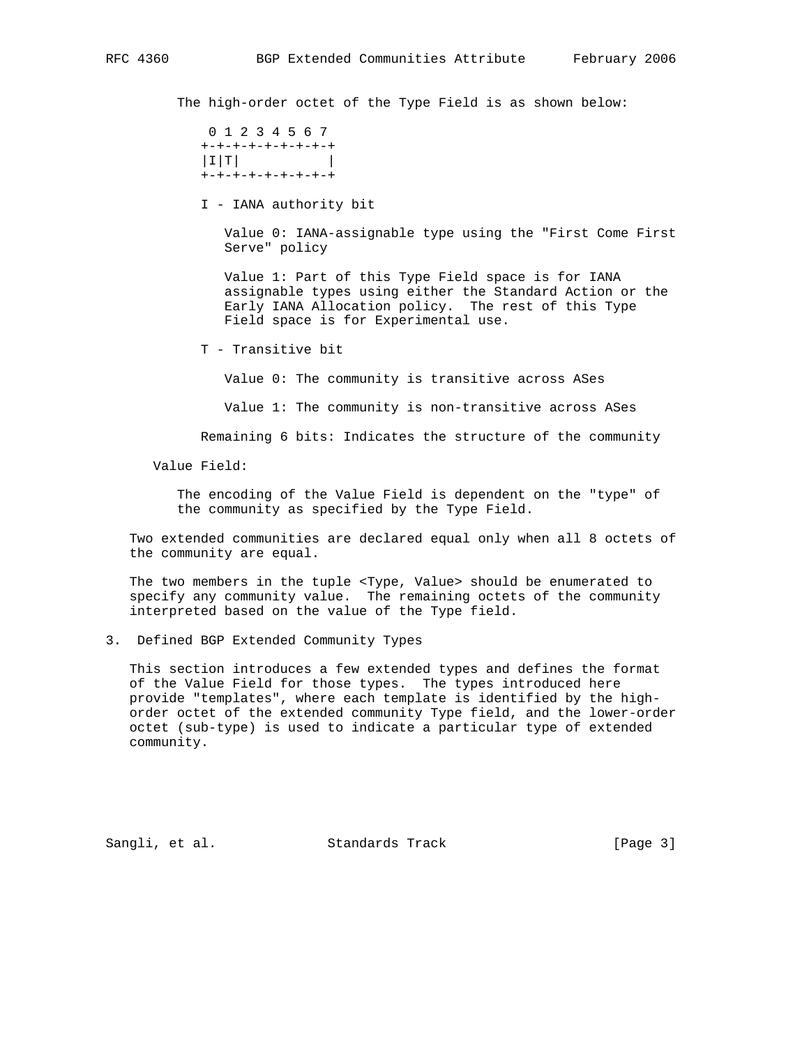The high-order octet of the Type Field is as shown below:

```
 0 1 2 3 4 5 6 7
+-+-+-+-+-+-+-+-+
|I|T|           |
+-+-+-+-+-+-+-+-+
```

I - IANA authority bit

Value 0: IANA-assignable type using the "First Come First Serve" policy

Value 1: Part of this Type Field space is for IANA assignable types using either the Standard Action or the Early IANA Allocation policy. The rest of this Type Field space is for Experimental use.

T - Transitive bit

Value 0: The community is transitive across ASes

Value 1: The community is non-transitive across ASes

Remaining 6 bits: Indicates the structure of the community

Value Field:

The encoding of the Value Field is dependent on the "type" of the community as specified by the Type Field.

Two extended communities are declared equal only when all 8 octets of the community are equal.

The two members in the tuple <Type, Value> should be enumerated to specify any community value. The remaining octets of the community interpreted based on the value of the Type field.

## 3. Defined BGP Extended Community Types

This section introduces a few extended types and defines the format of the Value Field for those types. The types introduced here provide "templates", where each template is identified by the high-order octet of the extended community Type field, and the lower-order octet (sub-type) is used to indicate a particular type of extended community.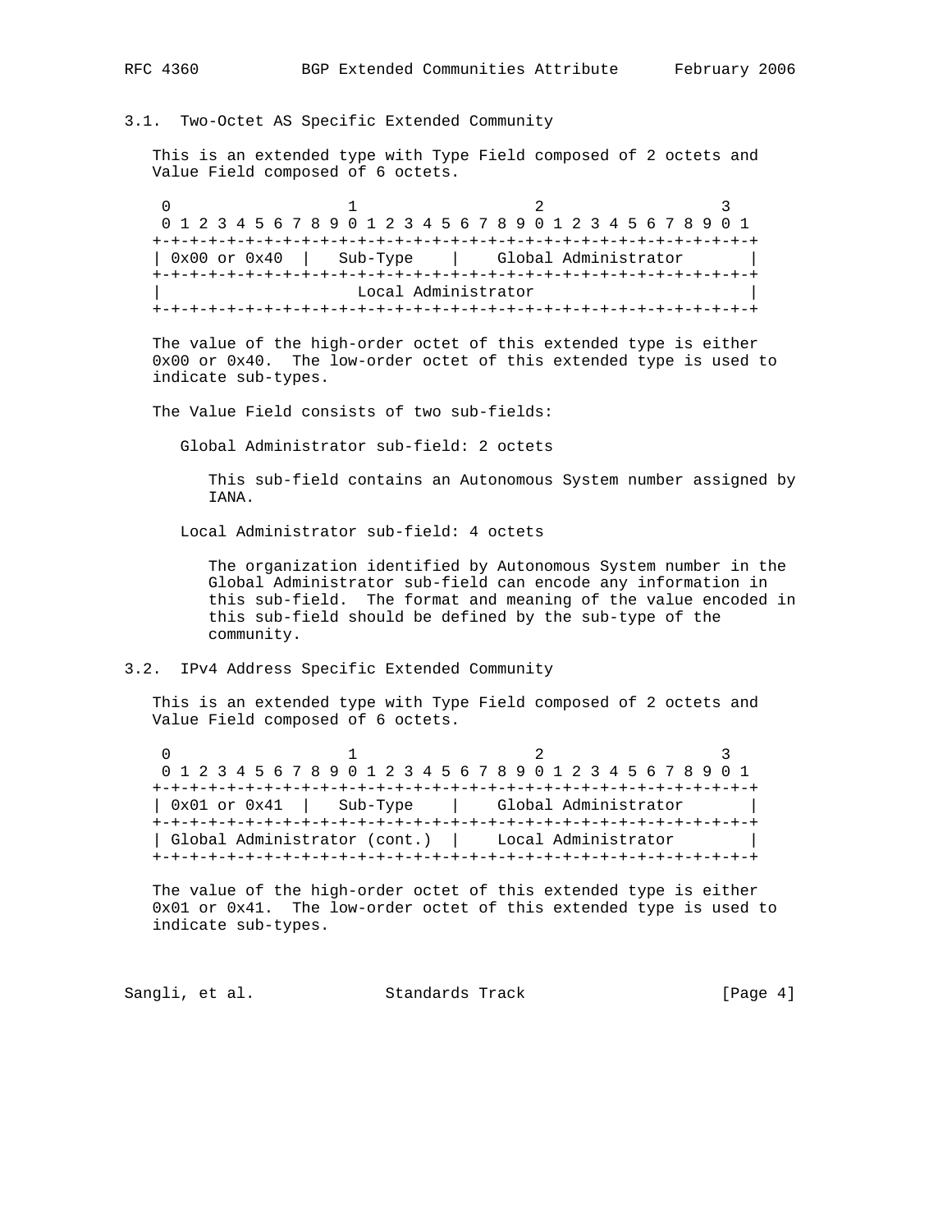### 3.1. Two-Octet AS Specific Extended Community

This is an extended type with Type Field composed of 2 octets and Value Field composed of 6 octets.

```
 0                   1                   2                   3
 0 1 2 3 4 5 6 7 8 9 0 1 2 3 4 5 6 7 8 9 0 1 2 3 4 5 6 7 8 9 0 1
+-+-+-+-+-+-+-+-+-+-+-+-+-+-+-+-+-+-+-+-+-+-+-+-+-+-+-+-+-+-+-+-+
| 0x00 or 0x40  |   Sub-Type    |    Global Administrator       |
+-+-+-+-+-+-+-+-+-+-+-+-+-+-+-+-+-+-+-+-+-+-+-+-+-+-+-+-+-+-+-+-+
|                     Local Administrator                       |
+-+-+-+-+-+-+-+-+-+-+-+-+-+-+-+-+-+-+-+-+-+-+-+-+-+-+-+-+-+-+-+-+
```

The value of the high-order octet of this extended type is either 0x00 or 0x40. The low-order octet of this extended type is used to indicate sub-types.

The Value Field consists of two sub-fields:

Global Administrator sub-field: 2 octets

This sub-field contains an Autonomous System number assigned by IANA.

Local Administrator sub-field: 4 octets

The organization identified by Autonomous System number in the Global Administrator sub-field can encode any information in this sub-field. The format and meaning of the value encoded in this sub-field should be defined by the sub-type of the community.

### 3.2. IPv4 Address Specific Extended Community

This is an extended type with Type Field composed of 2 octets and Value Field composed of 6 octets.

```
 0                   1                   2                   3
 0 1 2 3 4 5 6 7 8 9 0 1 2 3 4 5 6 7 8 9 0 1 2 3 4 5 6 7 8 9 0 1
+-+-+-+-+-+-+-+-+-+-+-+-+-+-+-+-+-+-+-+-+-+-+-+-+-+-+-+-+-+-+-+-+
| 0x01 or 0x41  |   Sub-Type    |    Global Administrator       |
+-+-+-+-+-+-+-+-+-+-+-+-+-+-+-+-+-+-+-+-+-+-+-+-+-+-+-+-+-+-+-+-+
| Global Administrator (cont.)  |    Local Administrator        |
+-+-+-+-+-+-+-+-+-+-+-+-+-+-+-+-+-+-+-+-+-+-+-+-+-+-+-+-+-+-+-+-+
```

The value of the high-order octet of this extended type is either 0x01 or 0x41. The low-order octet of this extended type is used to indicate sub-types.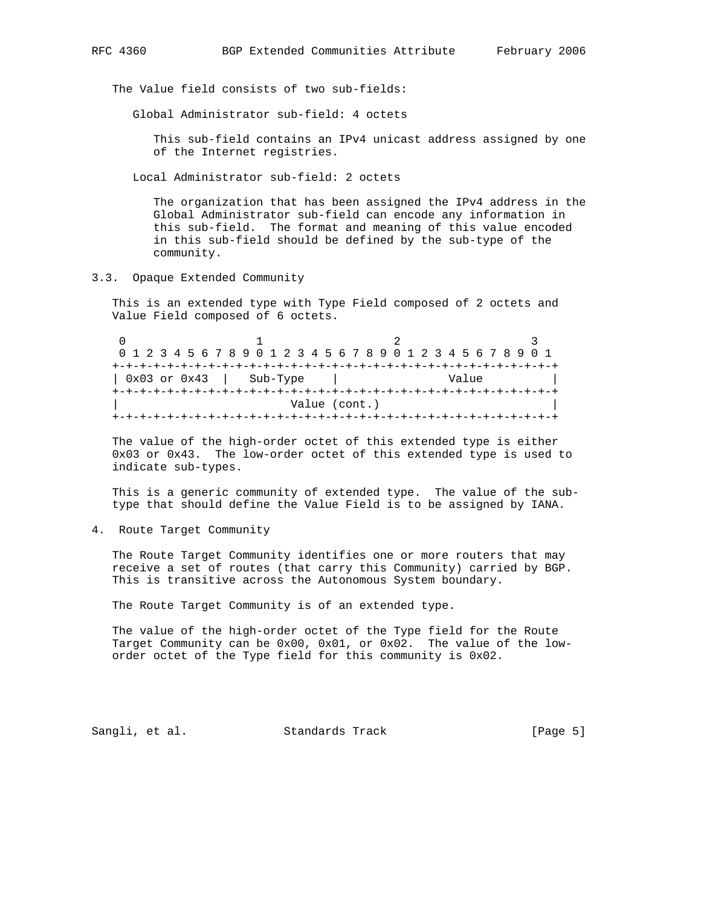The Value field consists of two sub-fields:

Global Administrator sub-field: 4 octets

This sub-field contains an IPv4 unicast address assigned by one of the Internet registries.

Local Administrator sub-field: 2 octets

The organization that has been assigned the IPv4 address in the Global Administrator sub-field can encode any information in this sub-field. The format and meaning of this value encoded in this sub-field should be defined by the sub-type of the community.

### 3.3. Opaque Extended Community

This is an extended type with Type Field composed of 2 octets and Value Field composed of 6 octets.

```
 0                   1                   2                   3
 0 1 2 3 4 5 6 7 8 9 0 1 2 3 4 5 6 7 8 9 0 1 2 3 4 5 6 7 8 9 0 1
+-+-+-+-+-+-+-+-+-+-+-+-+-+-+-+-+-+-+-+-+-+-+-+-+-+-+-+-+-+-+-+-+
| 0x03 or 0x43  |   Sub-Type    |              Value            |
+-+-+-+-+-+-+-+-+-+-+-+-+-+-+-+-+-+-+-+-+-+-+-+-+-+-+-+-+-+-+-+-+
|                         Value (cont.)                         |
+-+-+-+-+-+-+-+-+-+-+-+-+-+-+-+-+-+-+-+-+-+-+-+-+-+-+-+-+-+-+-+-+
```

The value of the high-order octet of this extended type is either 0x03 or 0x43. The low-order octet of this extended type is used to indicate sub-types.

This is a generic community of extended type. The value of the sub-type that should define the Value Field is to be assigned by IANA.

## 4. Route Target Community

The Route Target Community identifies one or more routers that may receive a set of routes (that carry this Community) carried by BGP. This is transitive across the Autonomous System boundary.

The Route Target Community is of an extended type.

The value of the high-order octet of the Type field for the Route Target Community can be 0x00, 0x01, or 0x02. The value of the low-order octet of the Type field for this community is 0x02.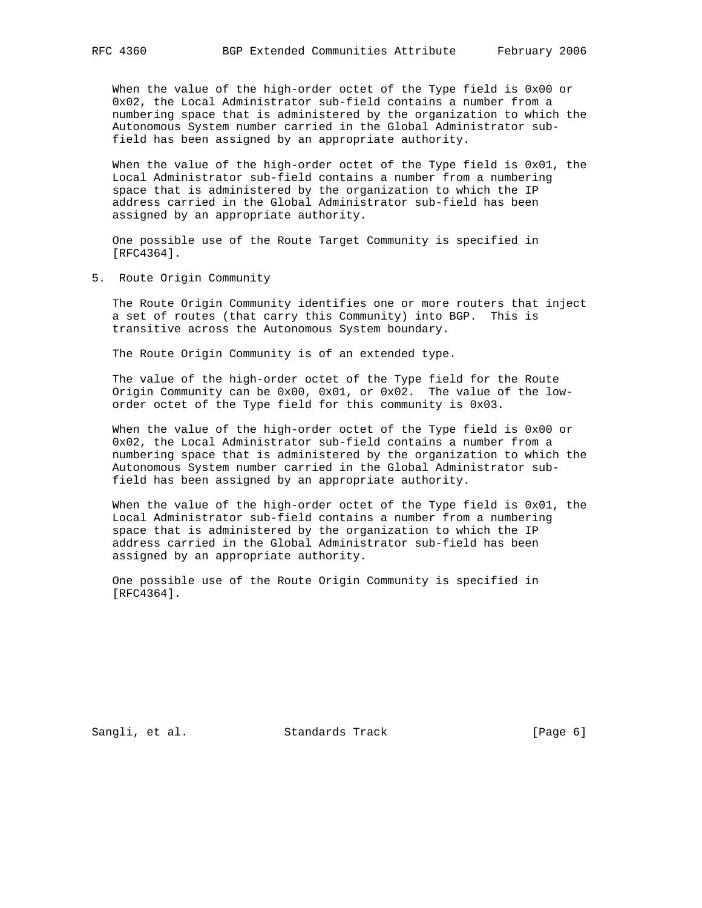When the value of the high-order octet of the Type field is 0x00 or 0x02, the Local Administrator sub-field contains a number from a numbering space that is administered by the organization to which the Autonomous System number carried in the Global Administrator sub-field has been assigned by an appropriate authority.

When the value of the high-order octet of the Type field is 0x01, the Local Administrator sub-field contains a number from a numbering space that is administered by the organization to which the IP address carried in the Global Administrator sub-field has been assigned by an appropriate authority.

One possible use of the Route Target Community is specified in [RFC4364].

## 5. Route Origin Community

The Route Origin Community identifies one or more routers that inject a set of routes (that carry this Community) into BGP. This is transitive across the Autonomous System boundary.

The Route Origin Community is of an extended type.

The value of the high-order octet of the Type field for the Route Origin Community can be 0x00, 0x01, or 0x02. The value of the low-order octet of the Type field for this community is 0x03.

When the value of the high-order octet of the Type field is 0x00 or 0x02, the Local Administrator sub-field contains a number from a numbering space that is administered by the organization to which the Autonomous System number carried in the Global Administrator sub-field has been assigned by an appropriate authority.

When the value of the high-order octet of the Type field is 0x01, the Local Administrator sub-field contains a number from a numbering space that is administered by the organization to which the IP address carried in the Global Administrator sub-field has been assigned by an appropriate authority.

One possible use of the Route Origin Community is specified in [RFC4364].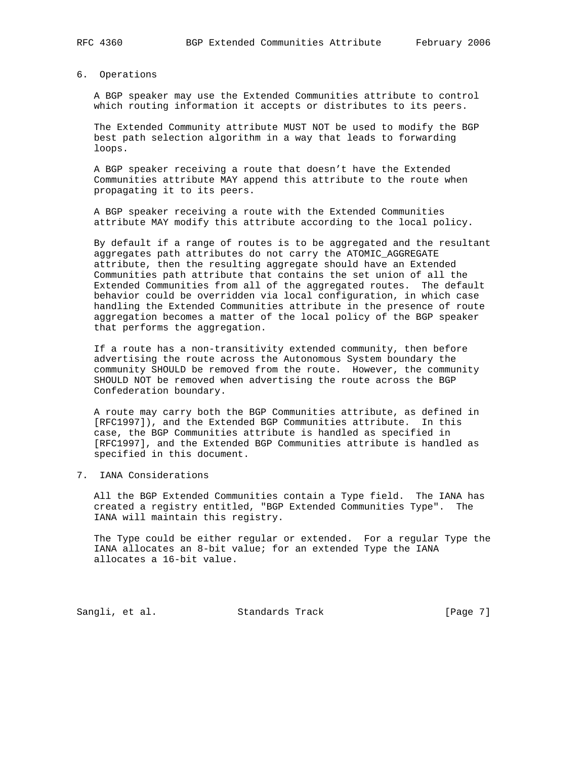## 6. Operations

A BGP speaker may use the Extended Communities attribute to control which routing information it accepts or distributes to its peers.

The Extended Community attribute MUST NOT be used to modify the BGP best path selection algorithm in a way that leads to forwarding loops.

A BGP speaker receiving a route that doesn't have the Extended Communities attribute MAY append this attribute to the route when propagating it to its peers.

A BGP speaker receiving a route with the Extended Communities attribute MAY modify this attribute according to the local policy.

By default if a range of routes is to be aggregated and the resultant aggregates path attributes do not carry the ATOMIC_AGGREGATE attribute, then the resulting aggregate should have an Extended Communities path attribute that contains the set union of all the Extended Communities from all of the aggregated routes. The default behavior could be overridden via local configuration, in which case handling the Extended Communities attribute in the presence of route aggregation becomes a matter of the local policy of the BGP speaker that performs the aggregation.

If a route has a non-transitivity extended community, then before advertising the route across the Autonomous System boundary the community SHOULD be removed from the route. However, the community SHOULD NOT be removed when advertising the route across the BGP Confederation boundary.

A route may carry both the BGP Communities attribute, as defined in [RFC1997]), and the Extended BGP Communities attribute. In this case, the BGP Communities attribute is handled as specified in [RFC1997], and the Extended BGP Communities attribute is handled as specified in this document.

## 7. IANA Considerations

All the BGP Extended Communities contain a Type field. The IANA has created a registry entitled, "BGP Extended Communities Type". The IANA will maintain this registry.

The Type could be either regular or extended. For a regular Type the IANA allocates an 8-bit value; for an extended Type the IANA allocates a 16-bit value.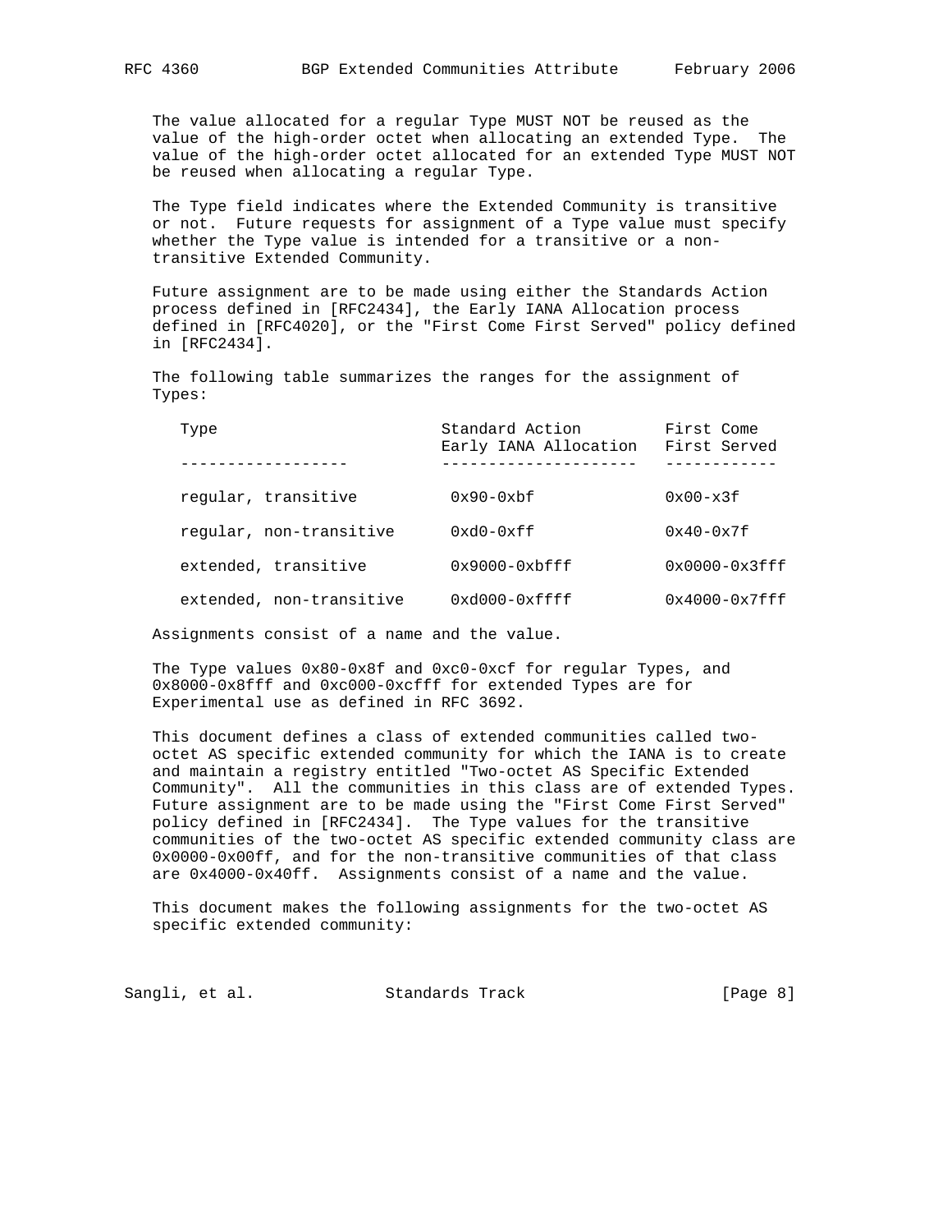The value allocated for a regular Type MUST NOT be reused as the value of the high-order octet when allocating an extended Type. The value of the high-order octet allocated for an extended Type MUST NOT be reused when allocating a regular Type.

The Type field indicates where the Extended Community is transitive or not. Future requests for assignment of a Type value must specify whether the Type value is intended for a transitive or a non-transitive Extended Community.

Future assignment are to be made using either the Standards Action process defined in [RFC2434], the Early IANA Allocation process defined in [RFC4020], or the "First Come First Served" policy defined in [RFC2434].

The following table summarizes the ranges for the assignment of Types:

| Type | Standard Action Early IANA Allocation | First Come First Served |
|---|---|---|
| regular, transitive | 0x90-0xbf | 0x00-x3f |
| regular, non-transitive | 0xd0-0xff | 0x40-0x7f |
| extended, transitive | 0x9000-0xbfff | 0x0000-0x3fff |
| extended, non-transitive | 0xd000-0xffff | 0x4000-0x7fff |

Assignments consist of a name and the value.

The Type values 0x80-0x8f and 0xc0-0xcf for regular Types, and 0x8000-0x8fff and 0xc000-0xcfff for extended Types are for Experimental use as defined in RFC 3692.

This document defines a class of extended communities called two-octet AS specific extended community for which the IANA is to create and maintain a registry entitled "Two-octet AS Specific Extended Community". All the communities in this class are of extended Types. Future assignment are to be made using the "First Come First Served" policy defined in [RFC2434]. The Type values for the transitive communities of the two-octet AS specific extended community class are 0x0000-0x00ff, and for the non-transitive communities of that class are 0x4000-0x40ff. Assignments consist of a name and the value.

This document makes the following assignments for the two-octet AS specific extended community: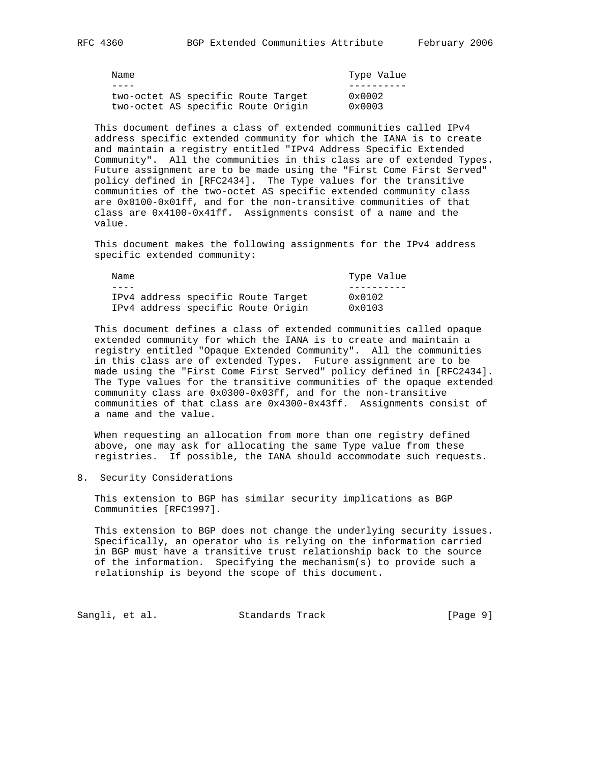| Name | Type Value |
| --- | --- |
| two-octet AS specific Route Target | 0x0002 |
| two-octet AS specific Route Origin | 0x0003 |

This document defines a class of extended communities called IPv4 address specific extended community for which the IANA is to create and maintain a registry entitled "IPv4 Address Specific Extended Community". All the communities in this class are of extended Types. Future assignment are to be made using the "First Come First Served" policy defined in [RFC2434]. The Type values for the transitive communities of the two-octet AS specific extended community class are 0x0100-0x01ff, and for the non-transitive communities of that class are 0x4100-0x41ff. Assignments consist of a name and the value.

This document makes the following assignments for the IPv4 address specific extended community:

| Name | Type Value |
| --- | --- |
| IPv4 address specific Route Target | 0x0102 |
| IPv4 address specific Route Origin | 0x0103 |

This document defines a class of extended communities called opaque extended community for which the IANA is to create and maintain a registry entitled "Opaque Extended Community". All the communities in this class are of extended Types. Future assignment are to be made using the "First Come First Served" policy defined in [RFC2434]. The Type values for the transitive communities of the opaque extended community class are 0x0300-0x03ff, and for the non-transitive communities of that class are 0x4300-0x43ff. Assignments consist of a name and the value.

When requesting an allocation from more than one registry defined above, one may ask for allocating the same Type value from these registries. If possible, the IANA should accommodate such requests.

## 8. Security Considerations

This extension to BGP has similar security implications as BGP Communities [RFC1997].

This extension to BGP does not change the underlying security issues. Specifically, an operator who is relying on the information carried in BGP must have a transitive trust relationship back to the source of the information. Specifying the mechanism(s) to provide such a relationship is beyond the scope of this document.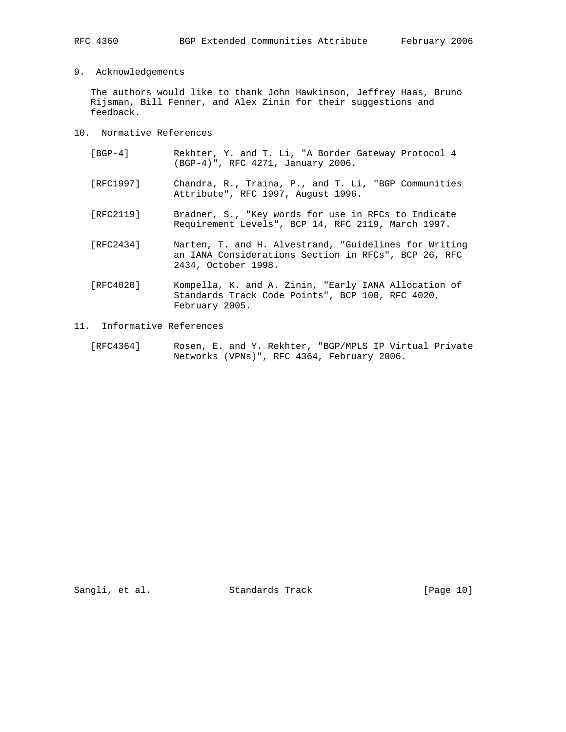## 9. Acknowledgements

The authors would like to thank John Hawkinson, Jeffrey Haas, Bruno Rijsman, Bill Fenner, and Alex Zinin for their suggestions and feedback.

## 10. Normative References

[BGP-4] Rekhter, Y. and T. Li, "A Border Gateway Protocol 4 (BGP-4)", RFC 4271, January 2006.

[RFC1997] Chandra, R., Traina, P., and T. Li, "BGP Communities Attribute", RFC 1997, August 1996.

[RFC2119] Bradner, S., "Key words for use in RFCs to Indicate Requirement Levels", BCP 14, RFC 2119, March 1997.

[RFC2434] Narten, T. and H. Alvestrand, "Guidelines for Writing an IANA Considerations Section in RFCs", BCP 26, RFC 2434, October 1998.

[RFC4020] Kompella, K. and A. Zinin, "Early IANA Allocation of Standards Track Code Points", BCP 100, RFC 4020, February 2005.

## 11. Informative References

[RFC4364] Rosen, E. and Y. Rekhter, "BGP/MPLS IP Virtual Private Networks (VPNs)", RFC 4364, February 2006.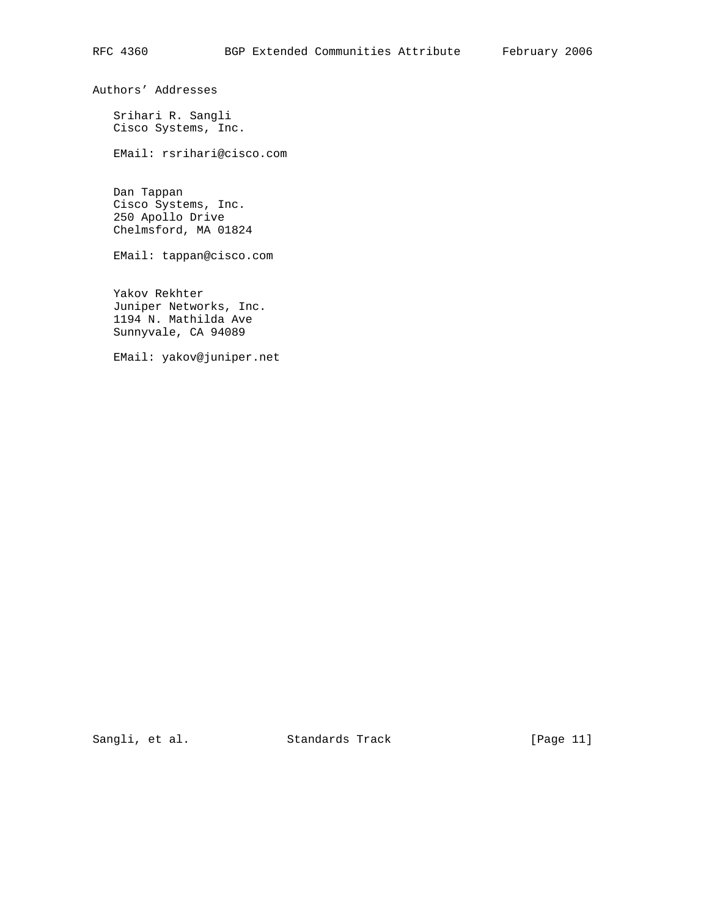## Authors' Addresses

Srihari R. Sangli
Cisco Systems, Inc.

EMail: rsrihari@cisco.com

Dan Tappan
Cisco Systems, Inc.
250 Apollo Drive
Chelmsford, MA 01824

EMail: tappan@cisco.com

Yakov Rekhter
Juniper Networks, Inc.
1194 N. Mathilda Ave
Sunnyvale, CA 94089

EMail: yakov@juniper.net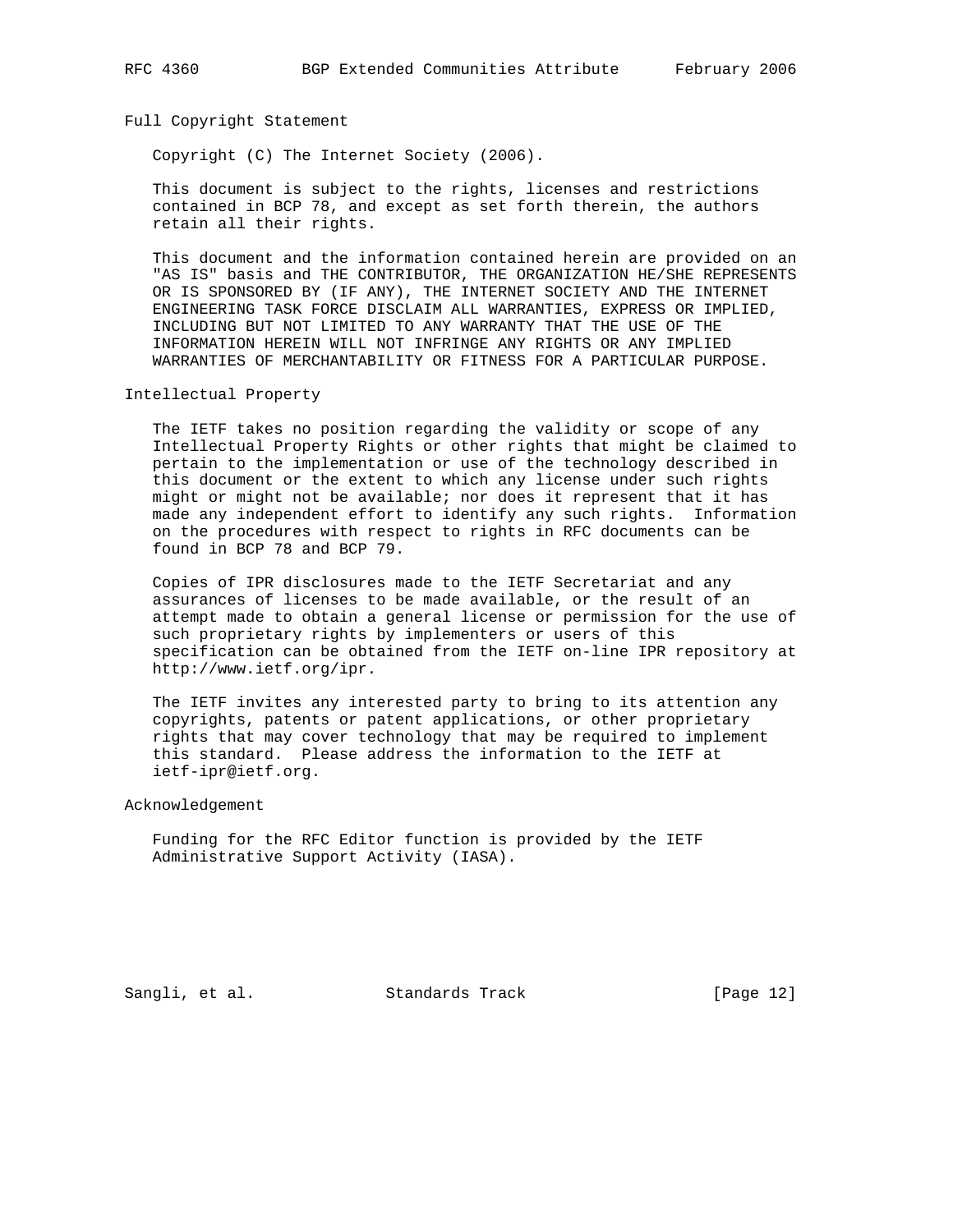## Full Copyright Statement

Copyright (C) The Internet Society (2006).

This document is subject to the rights, licenses and restrictions contained in BCP 78, and except as set forth therein, the authors retain all their rights.

This document and the information contained herein are provided on an "AS IS" basis and THE CONTRIBUTOR, THE ORGANIZATION HE/SHE REPRESENTS OR IS SPONSORED BY (IF ANY), THE INTERNET SOCIETY AND THE INTERNET ENGINEERING TASK FORCE DISCLAIM ALL WARRANTIES, EXPRESS OR IMPLIED, INCLUDING BUT NOT LIMITED TO ANY WARRANTY THAT THE USE OF THE INFORMATION HEREIN WILL NOT INFRINGE ANY RIGHTS OR ANY IMPLIED WARRANTIES OF MERCHANTABILITY OR FITNESS FOR A PARTICULAR PURPOSE.

## Intellectual Property

The IETF takes no position regarding the validity or scope of any Intellectual Property Rights or other rights that might be claimed to pertain to the implementation or use of the technology described in this document or the extent to which any license under such rights might or might not be available; nor does it represent that it has made any independent effort to identify any such rights. Information on the procedures with respect to rights in RFC documents can be found in BCP 78 and BCP 79.

Copies of IPR disclosures made to the IETF Secretariat and any assurances of licenses to be made available, or the result of an attempt made to obtain a general license or permission for the use of such proprietary rights by implementers or users of this specification can be obtained from the IETF on-line IPR repository at http://www.ietf.org/ipr.

The IETF invites any interested party to bring to its attention any copyrights, patents or patent applications, or other proprietary rights that may cover technology that may be required to implement this standard. Please address the information to the IETF at ietf-ipr@ietf.org.

## Acknowledgement

Funding for the RFC Editor function is provided by the IETF Administrative Support Activity (IASA).